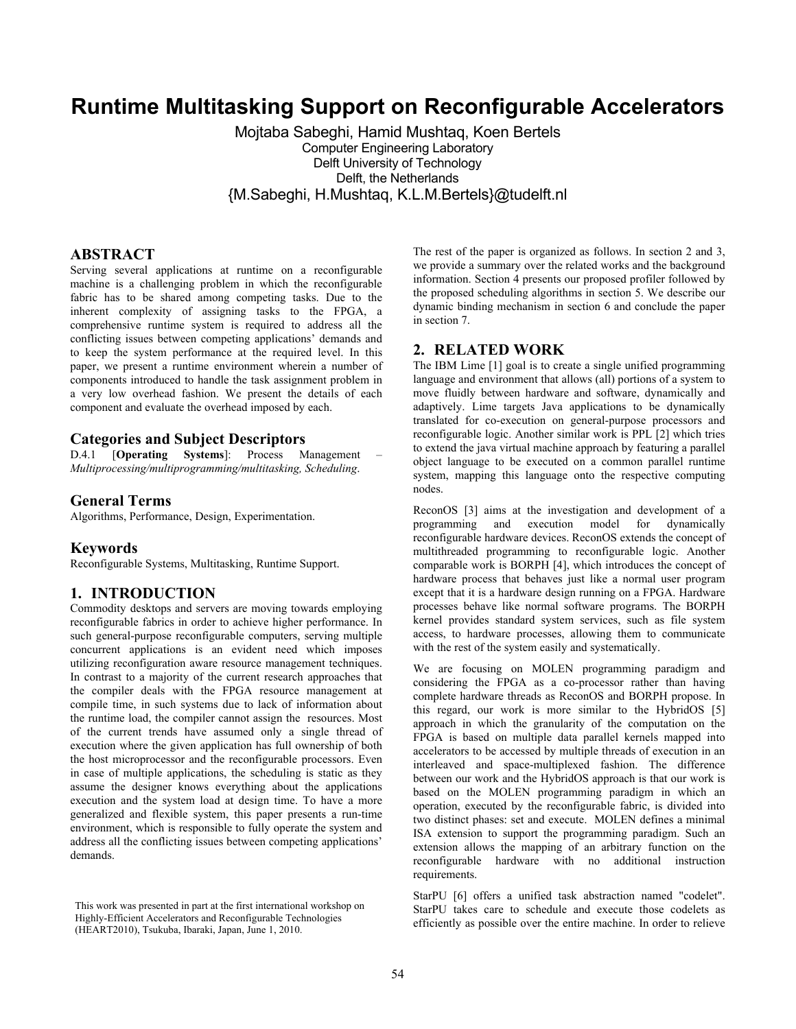# Runtime Multitasking Support on Reconfigurable Accelerators

Mojtaba Sabeghi, Hamid Mushtaq, Koen Bertels
Computer Engineering Laboratory
Delft University of Technology
Delft, the Netherlands
{M.Sabeghi, H.Mushtaq, K.L.M.Bertels}@tudelft.nl

## ABSTRACT

Serving several applications at runtime on a reconfigurable machine is a challenging problem in which the reconfigurable fabric has to be shared among competing tasks. Due to the inherent complexity of assigning tasks to the FPGA, a comprehensive runtime system is required to address all the conflicting issues between competing applications' demands and to keep the system performance at the required level. In this paper, we present a runtime environment wherein a number of components introduced to handle the task assignment problem in a very low overhead fashion. We present the details of each component and evaluate the overhead imposed by each.

## Categories and Subject Descriptors

D.4.1 [**Operating Systems**]: Process Management – *Multiprocessing/multiprogramming/multitasking, Scheduling*.

## General Terms

Algorithms, Performance, Design, Experimentation.

## Keywords

Reconfigurable Systems, Multitasking, Runtime Support.

## 1. INTRODUCTION

Commodity desktops and servers are moving towards employing reconfigurable fabrics in order to achieve higher performance. In such general-purpose reconfigurable computers, serving multiple concurrent applications is an evident need which imposes utilizing reconfiguration aware resource management techniques. In contrast to a majority of the current research approaches that the compiler deals with the FPGA resource management at compile time, in such systems due to lack of information about the runtime load, the compiler cannot assign the resources. Most of the current trends have assumed only a single thread of execution where the given application has full ownership of both the host microprocessor and the reconfigurable processors. Even in case of multiple applications, the scheduling is static as they assume the designer knows everything about the applications execution and the system load at design time. To have a more generalized and flexible system, this paper presents a run-time environment, which is responsible to fully operate the system and address all the conflicting issues between competing applications' demands.

This work was presented in part at the first international workshop on Highly-Efficient Accelerators and Reconfigurable Technologies (HEART2010), Tsukuba, Ibaraki, Japan, June 1, 2010.

The rest of the paper is organized as follows. In section 2 and 3, we provide a summary over the related works and the background information. Section 4 presents our proposed profiler followed by the proposed scheduling algorithms in section 5. We describe our dynamic binding mechanism in section 6 and conclude the paper in section 7.

## 2. RELATED WORK

The IBM Lime [1] goal is to create a single unified programming language and environment that allows (all) portions of a system to move fluidly between hardware and software, dynamically and adaptively. Lime targets Java applications to be dynamically translated for co-execution on general-purpose processors and reconfigurable logic. Another similar work is PPL [2] which tries to extend the java virtual machine approach by featuring a parallel object language to be executed on a common parallel runtime system, mapping this language onto the respective computing nodes.

ReconOS [3] aims at the investigation and development of a programming and execution model for dynamically reconfigurable hardware devices. ReconOS extends the concept of multithreaded programming to reconfigurable logic. Another comparable work is BORPH [4], which introduces the concept of hardware process that behaves just like a normal user program except that it is a hardware design running on a FPGA. Hardware processes behave like normal software programs. The BORPH kernel provides standard system services, such as file system access, to hardware processes, allowing them to communicate with the rest of the system easily and systematically.

We are focusing on MOLEN programming paradigm and considering the FPGA as a co-processor rather than having complete hardware threads as ReconOS and BORPH propose. In this regard, our work is more similar to the HybridOS [5] approach in which the granularity of the computation on the FPGA is based on multiple data parallel kernels mapped into accelerators to be accessed by multiple threads of execution in an interleaved and space-multiplexed fashion. The difference between our work and the HybridOS approach is that our work is based on the MOLEN programming paradigm in which an operation, executed by the reconfigurable fabric, is divided into two distinct phases: set and execute. MOLEN defines a minimal ISA extension to support the programming paradigm. Such an extension allows the mapping of an arbitrary function on the reconfigurable hardware with no additional instruction requirements.

StarPU [6] offers a unified task abstraction named "codelet". StarPU takes care to schedule and execute those codelets as efficiently as possible over the entire machine. In order to relieve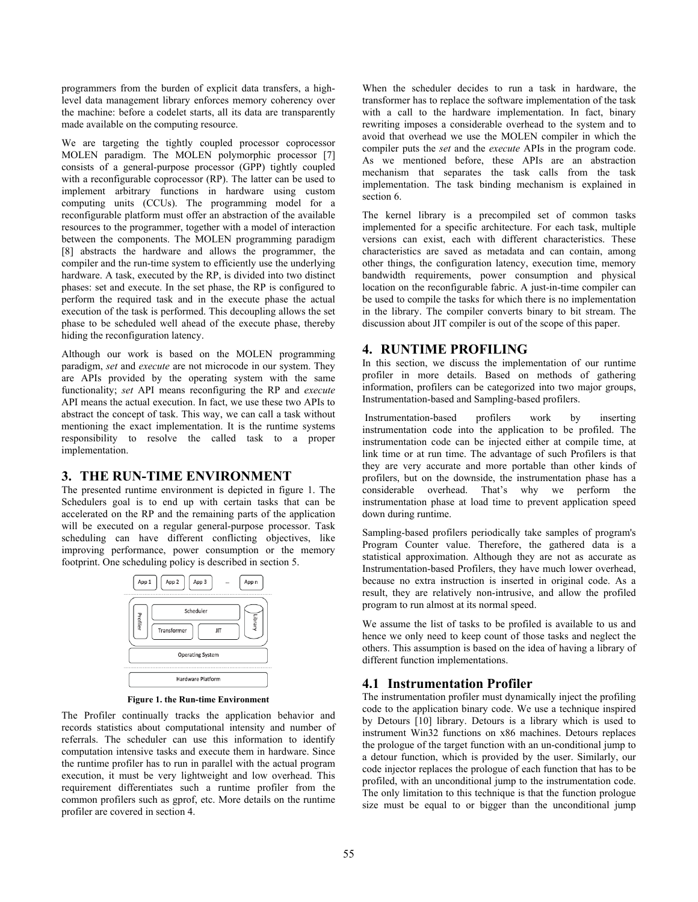programmers from the burden of explicit data transfers, a high-level data management library enforces memory coherency over the machine: before a codelet starts, all its data are transparently made available on the computing resource.

We are targeting the tightly coupled processor coprocessor MOLEN paradigm. The MOLEN polymorphic processor [7] consists of a general-purpose processor (GPP) tightly coupled with a reconfigurable coprocessor (RP). The latter can be used to implement arbitrary functions in hardware using custom computing units (CCUs). The programming model for a reconfigurable platform must offer an abstraction of the available resources to the programmer, together with a model of interaction between the components. The MOLEN programming paradigm [8] abstracts the hardware and allows the programmer, the compiler and the run-time system to efficiently use the underlying hardware. A task, executed by the RP, is divided into two distinct phases: set and execute. In the set phase, the RP is configured to perform the required task and in the execute phase the actual execution of the task is performed. This decoupling allows the set phase to be scheduled well ahead of the execute phase, thereby hiding the reconfiguration latency.

Although our work is based on the MOLEN programming paradigm, *set* and *execute* are not microcode in our system. They are APIs provided by the operating system with the same functionality; *set* API means reconfiguring the RP and *execute* API means the actual execution. In fact, we use these two APIs to abstract the concept of task. This way, we can call a task without mentioning the exact implementation. It is the runtime systems responsibility to resolve the called task to a proper implementation.

## 3. THE RUN-TIME ENVIRONMENT

The presented runtime environment is depicted in figure 1. The Schedulers goal is to end up with certain tasks that can be accelerated on the RP and the remaining parts of the application will be executed on a regular general-purpose processor. Task scheduling can have different conflicting objectives, like improving performance, power consumption or the memory footprint. One scheduling policy is described in section 5.

App 1
App 2
App 3
...
App n
Profiler
Scheduler
Transformer
JIT
Library
Operating System
Hardware Platform

**Figure 1. the Run-time Environment**

The Profiler continually tracks the application behavior and records statistics about computational intensity and number of referrals. The scheduler can use this information to identify computation intensive tasks and execute them in hardware. Since the runtime profiler has to run in parallel with the actual program execution, it must be very lightweight and low overhead. This requirement differentiates such a runtime profiler from the common profilers such as gprof, etc. More details on the runtime profiler are covered in section 4.

When the scheduler decides to run a task in hardware, the transformer has to replace the software implementation of the task with a call to the hardware implementation. In fact, binary rewriting imposes a considerable overhead to the system and to avoid that overhead we use the MOLEN compiler in which the compiler puts the *set* and the *execute* APIs in the program code. As we mentioned before, these APIs are an abstraction mechanism that separates the task calls from the task implementation. The task binding mechanism is explained in section 6.

The kernel library is a precompiled set of common tasks implemented for a specific architecture. For each task, multiple versions can exist, each with different characteristics. These characteristics are saved as metadata and can contain, among other things, the configuration latency, execution time, memory bandwidth requirements, power consumption and physical location on the reconfigurable fabric. A just-in-time compiler can be used to compile the tasks for which there is no implementation in the library. The compiler converts binary to bit stream. The discussion about JIT compiler is out of the scope of this paper.

## 4. RUNTIME PROFILING

In this section, we discuss the implementation of our runtime profiler in more details. Based on methods of gathering information, profilers can be categorized into two major groups, Instrumentation-based and Sampling-based profilers.

Instrumentation-based profilers work by inserting instrumentation code into the application to be profiled. The instrumentation code can be injected either at compile time, at link time or at run time. The advantage of such Profilers is that they are very accurate and more portable than other kinds of profilers, but on the downside, the instrumentation phase has a considerable overhead. That's why we perform the instrumentation phase at load time to prevent application speed down during runtime.

Sampling-based profilers periodically take samples of program's Program Counter value. Therefore, the gathered data is a statistical approximation. Although they are not as accurate as Instrumentation-based Profilers, they have much lower overhead, because no extra instruction is inserted in original code. As a result, they are relatively non-intrusive, and allow the profiled program to run almost at its normal speed.

We assume the list of tasks to be profiled is available to us and hence we only need to keep count of those tasks and neglect the others. This assumption is based on the idea of having a library of different function implementations.

### 4.1 Instrumentation Profiler

The instrumentation profiler must dynamically inject the profiling code to the application binary code. We use a technique inspired by Detours [10] library. Detours is a library which is used to instrument Win32 functions on x86 machines. Detours replaces the prologue of the target function with an un-conditional jump to a detour function, which is provided by the user. Similarly, our code injector replaces the prologue of each function that has to be profiled, with an unconditional jump to the instrumentation code. The only limitation to this technique is that the function prologue size must be equal to or bigger than the unconditional jump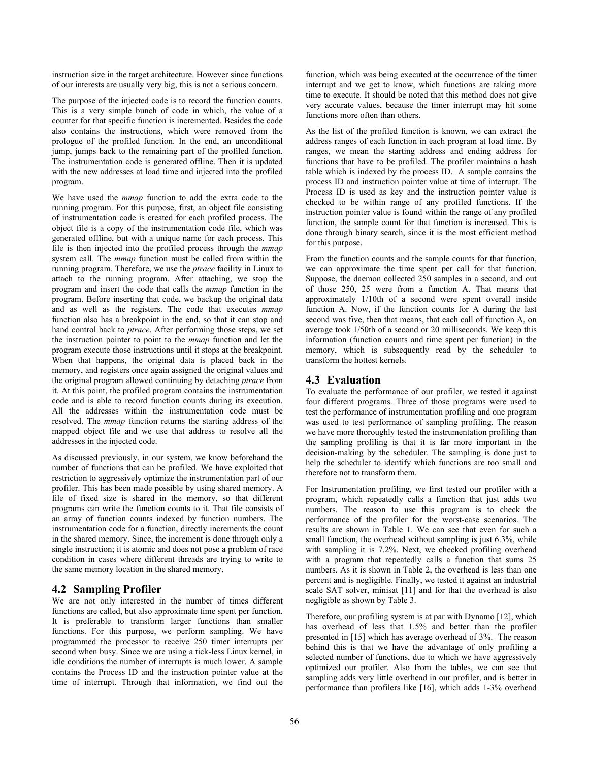instruction size in the target architecture. However since functions of our interests are usually very big, this is not a serious concern.

The purpose of the injected code is to record the function counts. This is a very simple bunch of code in which, the value of a counter for that specific function is incremented. Besides the code also contains the instructions, which were removed from the prologue of the profiled function. In the end, an unconditional jump, jumps back to the remaining part of the profiled function. The instrumentation code is generated offline. Then it is updated with the new addresses at load time and injected into the profiled program.

We have used the *mmap* function to add the extra code to the running program. For this purpose, first, an object file consisting of instrumentation code is created for each profiled process. The object file is a copy of the instrumentation code file, which was generated offline, but with a unique name for each process. This file is then injected into the profiled process through the *mmap* system call. The *mmap* function must be called from within the running program. Therefore, we use the *ptrace* facility in Linux to attach to the running program. After attaching, we stop the program and insert the code that calls the *mmap* function in the program. Before inserting that code, we backup the original data and as well as the registers. The code that executes *mmap* function also has a breakpoint in the end, so that it can stop and hand control back to *ptrace*. After performing those steps, we set the instruction pointer to point to the *mmap* function and let the program execute those instructions until it stops at the breakpoint. When that happens, the original data is placed back in the memory, and registers once again assigned the original values and the original program allowed continuing by detaching *ptrace* from it. At this point, the profiled program contains the instrumentation code and is able to record function counts during its execution. All the addresses within the instrumentation code must be resolved. The *mmap* function returns the starting address of the mapped object file and we use that address to resolve all the addresses in the injected code.

As discussed previously, in our system, we know beforehand the number of functions that can be profiled. We have exploited that restriction to aggressively optimize the instrumentation part of our profiler. This has been made possible by using shared memory. A file of fixed size is shared in the memory, so that different programs can write the function counts to it. That file consists of an array of function counts indexed by function numbers. The instrumentation code for a function, directly increments the count in the shared memory. Since, the increment is done through only a single instruction; it is atomic and does not pose a problem of race condition in cases where different threads are trying to write to the same memory location in the shared memory.

## 4.2 Sampling Profiler

We are not only interested in the number of times different functions are called, but also approximate time spent per function. It is preferable to transform larger functions than smaller functions. For this purpose, we perform sampling. We have programmed the processor to receive 250 timer interrupts per second when busy. Since we are using a tick-less Linux kernel, in idle conditions the number of interrupts is much lower. A sample contains the Process ID and the instruction pointer value at the time of interrupt. Through that information, we find out the function, which was being executed at the occurrence of the timer interrupt and we get to know, which functions are taking more time to execute. It should be noted that this method does not give very accurate values, because the timer interrupt may hit some functions more often than others.

As the list of the profiled function is known, we can extract the address ranges of each function in each program at load time. By ranges, we mean the starting address and ending address for functions that have to be profiled. The profiler maintains a hash table which is indexed by the process ID. A sample contains the process ID and instruction pointer value at time of interrupt. The Process ID is used as key and the instruction pointer value is checked to be within range of any profiled functions. If the instruction pointer value is found within the range of any profiled function, the sample count for that function is increased. This is done through binary search, since it is the most efficient method for this purpose.

From the function counts and the sample counts for that function, we can approximate the time spent per call for that function. Suppose, the daemon collected 250 samples in a second, and out of those 250, 25 were from a function A. That means that approximately 1/10th of a second were spent overall inside function A. Now, if the function counts for A during the last second was five, then that means, that each call of function A, on average took 1/50th of a second or 20 milliseconds. We keep this information (function counts and time spent per function) in the memory, which is subsequently read by the scheduler to transform the hottest kernels.

## 4.3 Evaluation

To evaluate the performance of our profiler, we tested it against four different programs. Three of those programs were used to test the performance of instrumentation profiling and one program was used to test performance of sampling profiling. The reason we have more thoroughly tested the instrumentation profiling than the sampling profiling is that it is far more important in the decision-making by the scheduler. The sampling is done just to help the scheduler to identify which functions are too small and therefore not to transform them.

For Instrumentation profiling, we first tested our profiler with a program, which repeatedly calls a function that just adds two numbers. The reason to use this program is to check the performance of the profiler for the worst-case scenarios. The results are shown in Table 1. We can see that even for such a small function, the overhead without sampling is just 6.3%, while with sampling it is 7.2%. Next, we checked profiling overhead with a program that repeatedly calls a function that sums 25 numbers. As it is shown in Table 2, the overhead is less than one percent and is negligible. Finally, we tested it against an industrial scale SAT solver, minisat [11] and for that the overhead is also negligible as shown by Table 3.

Therefore, our profiling system is at par with Dynamo [12], which has overhead of less that 1.5% and better than the profiler presented in [15] which has average overhead of 3%. The reason behind this is that we have the advantage of only profiling a selected number of functions, due to which we have aggressively optimized our profiler. Also from the tables, we can see that sampling adds very little overhead in our profiler, and is better in performance than profilers like [16], which adds 1-3% overhead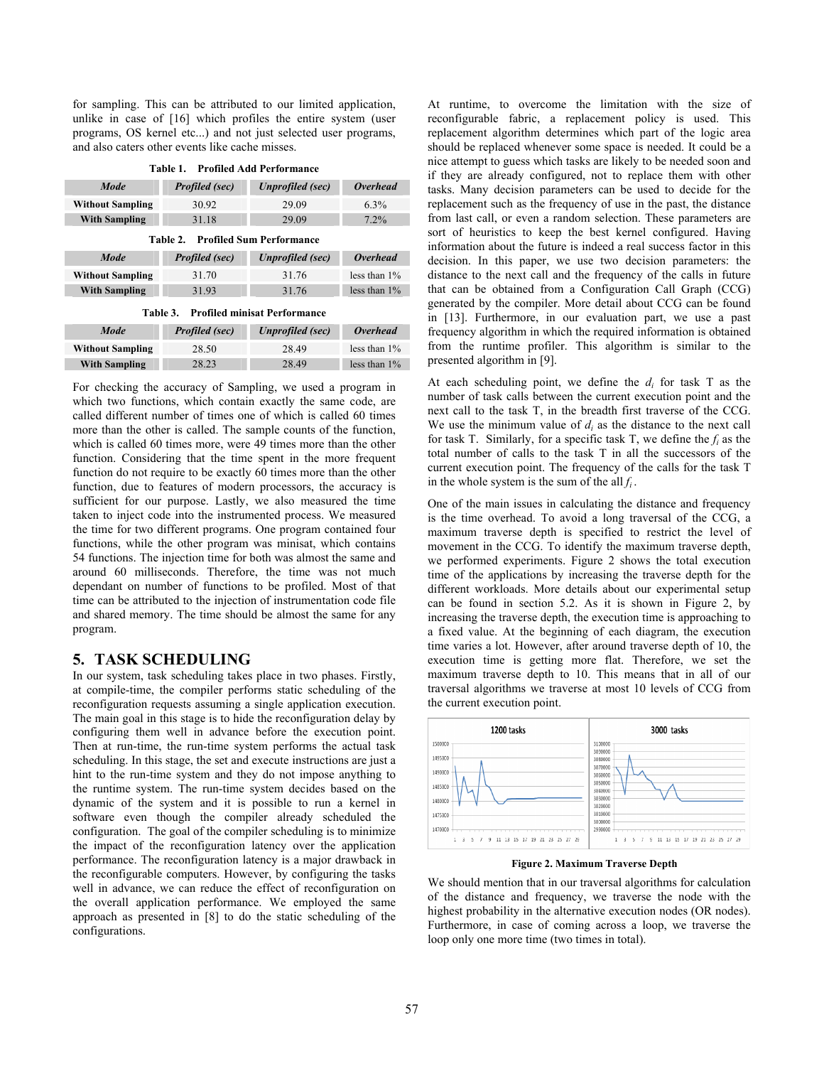for sampling. This can be attributed to our limited application, unlike in case of [16] which profiles the entire system (user programs, OS kernel etc...) and not just selected user programs, and also caters other events like cache misses.

**Table 1. Profiled Add Performance**

| *Mode* | *Profiled (sec)* | *Unprofiled (sec)* | *Overhead* |
|---|---|---|---|
| **Without Sampling** | 30.92 | 29.09 | 6.3% |
| **With Sampling** | 31.18 | 29.09 | 7.2% |

**Table 2. Profiled Sum Performance**

| *Mode* | *Profiled (sec)* | *Unprofiled (sec)* | *Overhead* |
|---|---|---|---|
| **Without Sampling** | 31.70 | 31.76 | less than 1% |
| **With Sampling** | 31.93 | 31.76 | less than 1% |

**Table 3. Profiled minisat Performance**

| *Mode* | *Profiled (sec)* | *Unprofiled (sec)* | *Overhead* |
|---|---|---|---|
| **Without Sampling** | 28.50 | 28.49 | less than 1% |
| **With Sampling** | 28.23 | 28.49 | less than 1% |

For checking the accuracy of Sampling, we used a program in which two functions, which contain exactly the same code, are called different number of times one of which is called 60 times more than the other is called. The sample counts of the function, which is called 60 times more, were 49 times more than the other function. Considering that the time spent in the more frequent function do not require to be exactly 60 times more than the other function, due to features of modern processors, the accuracy is sufficient for our purpose. Lastly, we also measured the time taken to inject code into the instrumented process. We measured the time for two different programs. One program contained four functions, while the other program was minisat, which contains 54 functions. The injection time for both was almost the same and around 60 milliseconds. Therefore, the time was not much dependant on number of functions to be profiled. Most of that time can be attributed to the injection of instrumentation code file and shared memory. The time should be almost the same for any program.

## 5. TASK SCHEDULING

In our system, task scheduling takes place in two phases. Firstly, at compile-time, the compiler performs static scheduling of the reconfiguration requests assuming a single application execution. The main goal in this stage is to hide the reconfiguration delay by configuring them well in advance before the execution point. Then at run-time, the run-time system performs the actual task scheduling. In this stage, the set and execute instructions are just a hint to the run-time system and they do not impose anything to the runtime system. The run-time system decides based on the dynamic of the system and it is possible to run a kernel in software even though the compiler already scheduled the configuration. The goal of the compiler scheduling is to minimize the impact of the reconfiguration latency over the application performance. The reconfiguration latency is a major drawback in the reconfigurable computers. However, by configuring the tasks well in advance, we can reduce the effect of reconfiguration on the overall application performance. We employed the same approach as presented in [8] to do the static scheduling of the configurations.

At runtime, to overcome the limitation with the size of reconfigurable fabric, a replacement policy is used. This replacement algorithm determines which part of the logic area should be replaced whenever some space is needed. It could be a nice attempt to guess which tasks are likely to be needed soon and if they are already configured, not to replace them with other tasks. Many decision parameters can be used to decide for the replacement such as the frequency of use in the past, the distance from last call, or even a random selection. These parameters are sort of heuristics to keep the best kernel configured. Having information about the future is indeed a real success factor in this decision. In this paper, we use two decision parameters: the distance to the next call and the frequency of the calls in future that can be obtained from a Configuration Call Graph (CCG) generated by the compiler. More detail about CCG can be found in [13]. Furthermore, in our evaluation part, we use a past frequency algorithm in which the required information is obtained from the runtime profiler. This algorithm is similar to the presented algorithm in [9].

At each scheduling point, we define the $d_i$ for task T as the number of task calls between the current execution point and the next call to the task T, in the breadth first traverse of the CCG. We use the minimum value of $d_i$ as the distance to the next call for task T. Similarly, for a specific task T, we define the $f_i$ as the total number of calls to the task T in all the successors of the current execution point. The frequency of the calls for the task T in the whole system is the sum of the all $f_i$.

One of the main issues in calculating the distance and frequency is the time overhead. To avoid a long traversal of the CCG, a maximum traverse depth is specified to restrict the level of movement in the CCG. To identify the maximum traverse depth, we performed experiments. Figure 2 shows the total execution time of the applications by increasing the traverse depth for the different workloads. More details about our experimental setup can be found in section 5.2. As it is shown in Figure 2, by increasing the traverse depth, the execution time is approaching to a fixed value. At the beginning of each diagram, the execution time varies a lot. However, after around traverse depth of 10, the execution time is getting more flat. Therefore, we set the maximum traverse depth to 10. This means that in all of our traversal algorithms we traverse at most 10 levels of CCG from the current execution point.

1200 tasks

1500000
1495000
1490000
1485000
1480000
1475000
1470000

1 3 5 7 9 11 13 15 17 19 21 23 25 27 29

3000 tasks

3100000
3090000
3080000
3070000
3060000
3050000
3040000
3030000
3020000
3010000
3000000
2990000

1 3 5 7 9 11 13 15 17 19 21 23 25 27 29

**Figure 2. Maximum Traverse Depth**

We should mention that in our traversal algorithms for calculation of the distance and frequency, we traverse the node with the highest probability in the alternative execution nodes (OR nodes). Furthermore, in case of coming across a loop, we traverse the loop only one more time (two times in total).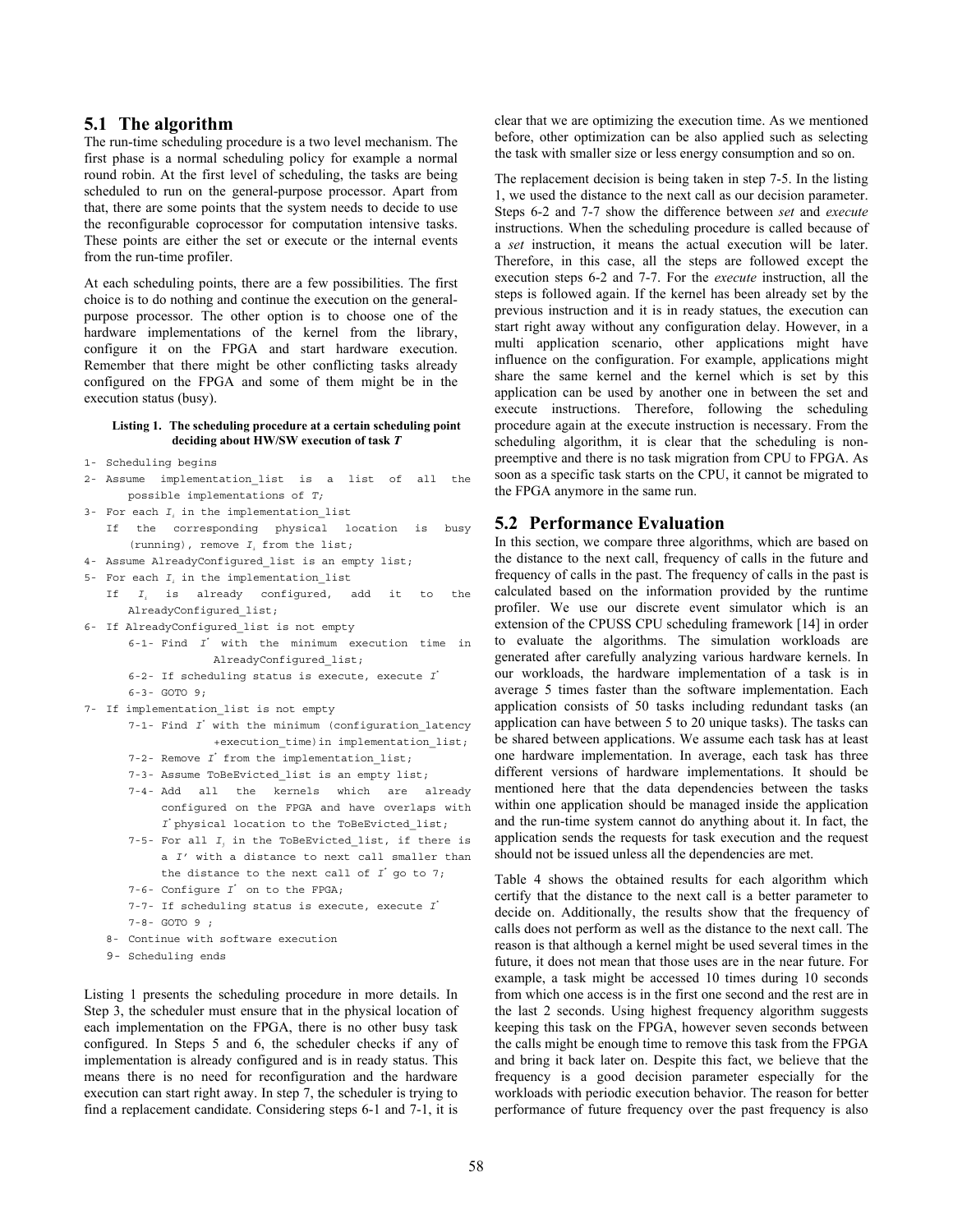## 5.1 The algorithm

The run-time scheduling procedure is a two level mechanism. The first phase is a normal scheduling policy for example a normal round robin. At the first level of scheduling, the tasks are being scheduled to run on the general-purpose processor. Apart from that, there are some points that the system needs to decide to use the reconfigurable coprocessor for computation intensive tasks. These points are either the set or execute or the internal events from the run-time profiler.

At each scheduling points, there are a few possibilities. The first choice is to do nothing and continue the execution on the general-purpose processor. The other option is to choose one of the hardware implementations of the kernel from the library, configure it on the FPGA and start hardware execution. Remember that there might be other conflicting tasks already configured on the FPGA and some of them might be in the execution status (busy).

**Listing 1. The scheduling procedure at a certain scheduling point deciding about HW/SW execution of task *T***

```
1- Scheduling begins
2- Assume implementation_list is a list of all the
     possible implementations of T;
3- For each Ii in the implementation_list
   If the corresponding physical location is busy
     (running), remove Ii from the list;
4- Assume AlreadyConfigured_list is an empty list;
5- For each Ii in the implementation_list
   If Ii is already configured, add it to the
     AlreadyConfigured_list;
6- If AlreadyConfigured_list is not empty
     6-1- Find I* with the minimum execution time in
              AlreadyConfigured_list;
     6-2- If scheduling status is execute, execute I*
     6-3- GOTO 9;
7- If implementation_list is not empty
     7-1- Find I* with the minimum (configuration_latency
              +execution_time)in implementation_list;
     7-2- Remove I* from the implementation_list;
     7-3- Assume ToBeEvicted_list is an empty list;
     7-4- Add all the kernels which are already
          configured on the FPGA and have overlaps with
          I* physical location to the ToBeEvicted_list;
     7-5- For all Ij in the ToBeEvicted_list, if there is
          a I' with a distance to next call smaller than
          the distance to the next call of I* go to 7;
     7-6- Configure I* on to the FPGA;
     7-7- If scheduling status is execute, execute I*
     7-8- GOTO 9 ;
   8- Continue with software execution
   9- Scheduling ends
```

Listing 1 presents the scheduling procedure in more details. In Step 3, the scheduler must ensure that in the physical location of each implementation on the FPGA, there is no other busy task configured. In Steps 5 and 6, the scheduler checks if any of implementation is already configured and is in ready status. This means there is no need for reconfiguration and the hardware execution can start right away. In step 7, the scheduler is trying to find a replacement candidate. Considering steps 6-1 and 7-1, it is clear that we are optimizing the execution time. As we mentioned before, other optimization can be also applied such as selecting the task with smaller size or less energy consumption and so on.

The replacement decision is being taken in step 7-5. In the listing 1, we used the distance to the next call as our decision parameter. Steps 6-2 and 7-7 show the difference between *set* and *execute* instructions. When the scheduling procedure is called because of a *set* instruction, it means the actual execution will be later. Therefore, in this case, all the steps are followed except the execution steps 6-2 and 7-7. For the *execute* instruction, all the steps is followed again. If the kernel has been already set by the previous instruction and it is in ready statues, the execution can start right away without any configuration delay. However, in a multi application scenario, other applications might have influence on the configuration. For example, applications might share the same kernel and the kernel which is set by this application can be used by another one in between the set and execute instructions. Therefore, following the scheduling procedure again at the execute instruction is necessary. From the scheduling algorithm, it is clear that the scheduling is non-preemptive and there is no task migration from CPU to FPGA. As soon as a specific task starts on the CPU, it cannot be migrated to the FPGA anymore in the same run.

## 5.2 Performance Evaluation

In this section, we compare three algorithms, which are based on the distance to the next call, frequency of calls in the future and frequency of calls in the past. The frequency of calls in the past is calculated based on the information provided by the runtime profiler. We use our discrete event simulator which is an extension of the CPUSS CPU scheduling framework [14] in order to evaluate the algorithms. The simulation workloads are generated after carefully analyzing various hardware kernels. In our workloads, the hardware implementation of a task is in average 5 times faster than the software implementation. Each application consists of 50 tasks including redundant tasks (an application can have between 5 to 20 unique tasks). The tasks can be shared between applications. We assume each task has at least one hardware implementation. In average, each task has three different versions of hardware implementations. It should be mentioned here that the data dependencies between the tasks within one application should be managed inside the application and the run-time system cannot do anything about it. In fact, the application sends the requests for task execution and the request should not be issued unless all the dependencies are met.

Table 4 shows the obtained results for each algorithm which certify that the distance to the next call is a better parameter to decide on. Additionally, the results show that the frequency of calls does not perform as well as the distance to the next call. The reason is that although a kernel might be used several times in the future, it does not mean that those uses are in the near future. For example, a task might be accessed 10 times during 10 seconds from which one access is in the first one second and the rest are in the last 2 seconds. Using highest frequency algorithm suggests keeping this task on the FPGA, however seven seconds between the calls might be enough time to remove this task from the FPGA and bring it back later on. Despite this fact, we believe that the frequency is a good decision parameter especially for the workloads with periodic execution behavior. The reason for better performance of future frequency over the past frequency is also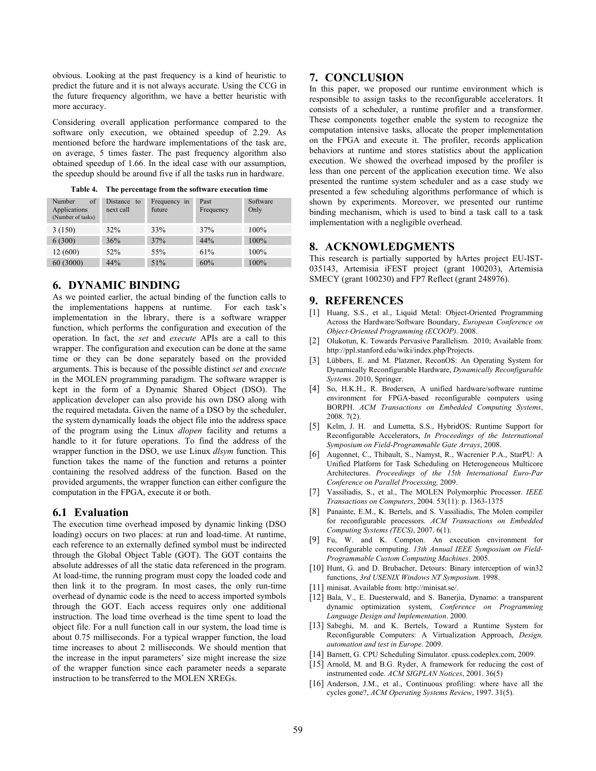obvious. Looking at the past frequency is a kind of heuristic to predict the future and it is not always accurate. Using the CCG in the future frequency algorithm, we have a better heuristic with more accuracy.

Considering overall application performance compared to the software only execution, we obtained speedup of 2.29. As mentioned before the hardware implementations of the task are, on average, 5 times faster. The past frequency algorithm also obtained speedup of 1.66. In the ideal case with our assumption, the speedup should be around five if all the tasks run in hardware.

**Table 4. The percentage from the software execution time**

| Number of Applications (Number of tasks) | Distance to next call | Frequency in future | Past Frequency | Software Only |
|---|---|---|---|---|
| 3 (150) | 32% | 33% | 37% | 100% |
| 6 (300) | 36% | 37% | 44% | 100% |
| 12 (600) | 52% | 55% | 61% | 100% |
| 60 (3000) | 44% | 51% | 60% | 100% |

## 6. DYNAMIC BINDING

As we pointed earlier, the actual binding of the function calls to the implementations happens at runtime. For each task's implementation in the library, there is a software wrapper function, which performs the configuration and execution of the operation. In fact, the *set* and *execute* APIs are a call to this wrapper. The configuration and execution can be done at the same time or they can be done separately based on the provided arguments. This is because of the possible distinct *set* and *execute* in the MOLEN programming paradigm. The software wrapper is kept in the form of a Dynamic Shared Object (DSO). The application developer can also provide his own DSO along with the required metadata. Given the name of a DSO by the scheduler, the system dynamically loads the object file into the address space of the program using the Linux *dlopen* facility and returns a handle to it for future operations. To find the address of the wrapper function in the DSO, we use Linux *dlsym* function. This function takes the name of the function and returns a pointer containing the resolved address of the function. Based on the provided arguments, the wrapper function can either configure the computation in the FPGA, execute it or both.

### 6.1 Evaluation

The execution time overhead imposed by dynamic linking (DSO loading) occurs on two places: at run and load-time. At runtime, each reference to an externally defined symbol must be indirected through the Global Object Table (GOT). The GOT contains the absolute addresses of all the static data referenced in the program. At load-time, the running program must copy the loaded code and then link it to the program. In most cases, the only run-time overhead of dynamic code is the need to access imported symbols through the GOT. Each access requires only one additional instruction. The load time overhead is the time spent to load the object file. For a null function call in our system, the load time is about 0.75 milliseconds. For a typical wrapper function, the load time increases to about 2 milliseconds. We should mention that the increase in the input parameters' size might increase the size of the wrapper function since each parameter needs a separate instruction to be transferred to the MOLEN XREGs.

## 7. CONCLUSION

In this paper, we proposed our runtime environment which is responsible to assign tasks to the reconfigurable accelerators. It consists of a scheduler, a runtime profiler and a transformer. These components together enable the system to recognize the computation intensive tasks, allocate the proper implementation on the FPGA and execute it. The profiler, records application behaviors at runtime and stores statistics about the application execution. We showed the overhead imposed by the profiler is less than one percent of the application execution time. We also presented the runtime system scheduler and as a case study we presented a few scheduling algorithms performance of which is shown by experiments. Moreover, we presented our runtime binding mechanism, which is used to bind a task call to a task implementation with a negligible overhead.

## 8. ACKNOWLEDGMENTS

This research is partially supported by hArtes project EU-IST-035143, Artemisia iFEST project (grant 100203), Artemisia SMECY (grant 100230) and FP7 Reflect (grant 248976).

## 9. REFERENCES

[1] Huang, S.S., et al., Liquid Metal: Object-Oriented Programming Across the Hardware/Software Boundary, *European Conference on Object-Oriented Programming (ECOOP)*. 2008.

[2] Olukotun, K. Towards Pervasive Parallelism. 2010; Available from: http://ppl.stanford.edu/wiki/index.php/Projects.

[3] Lübbers, E. and M. Platzner, ReconOS: An Operating System for Dynamically Reconfigurable Hardware, *Dynamically Reconfigurable Systems*. 2010, Springer.

[4] So, H.K.H., R. Brodersen, A unified hardware/software runtime environment for FPGA-based reconfigurable computers using BORPH. *ACM Transactions on Embedded Computing Systems*, 2008. 7(2).

[5] Kelm, J. H. and Lumetta, S.S., HybridOS: Runtime Support for Reconfigurable Accelerators, *In Proceedings of the International Symposium on Field-Programmable Gate Arrays*, 2008.

[6] Augonnet, C., Thibault, S., Namyst, R., Wacrenier P.A., StarPU: A Unified Platform for Task Scheduling on Heterogeneous Multicore Architectures. *Proceedings of the 15th International Euro-Par Conference on Parallel Processing,* 2009.

[7] Vassiliadis, S., et al., The MOLEN Polymorphic Processor. *IEEE Transactions on Computers*, 2004. 53(11): p. 1363-1375

[8] Panainte, E.M., K. Bertels, and S. Vassiliadis, The Molen compiler for reconfigurable processors. *ACM Transactions on Embedded Computing Systems (TECS)*, 2007. 6(1).

[9] Fu, W. and K. Compton. An execution environment for reconfigurable computing. *13th Annual IEEE Symposium on Field-Programmable Custom Computing Machines*. 2005.

[10] Hunt, G. and D. Brubacher, Detours: Binary interception of win32 functions, *3rd USENIX Windows NT Symposium*. 1998.

[11] minisat. Available from: http://minisat.se/.

[12] Bala, V., E. Duesterwald, and S. Banerjia, Dynamo: a transparent dynamic optimization system, *Conference on Programming Language Design and Implementation*. 2000.

[13] Sabeghi, M. and K. Bertels, Toward a Runtime System for Reconfigurable Computers: A Virtualization Approach, *Design, automation and test in Europe*. 2009.

[14] Barnett, G. CPU Scheduling Simulator. cpuss.codeplex.com, 2009.

[15] Arnold, M. and B.G. Ryder, A framework for reducing the cost of instrumented code. *ACM SIGPLAN Notices*, 2001. 36(5)

[16] Anderson, J.M., et al., Continuous profiling: where have all the cycles gone?, *ACM Operating Systems Review*, 1997. 31(5).